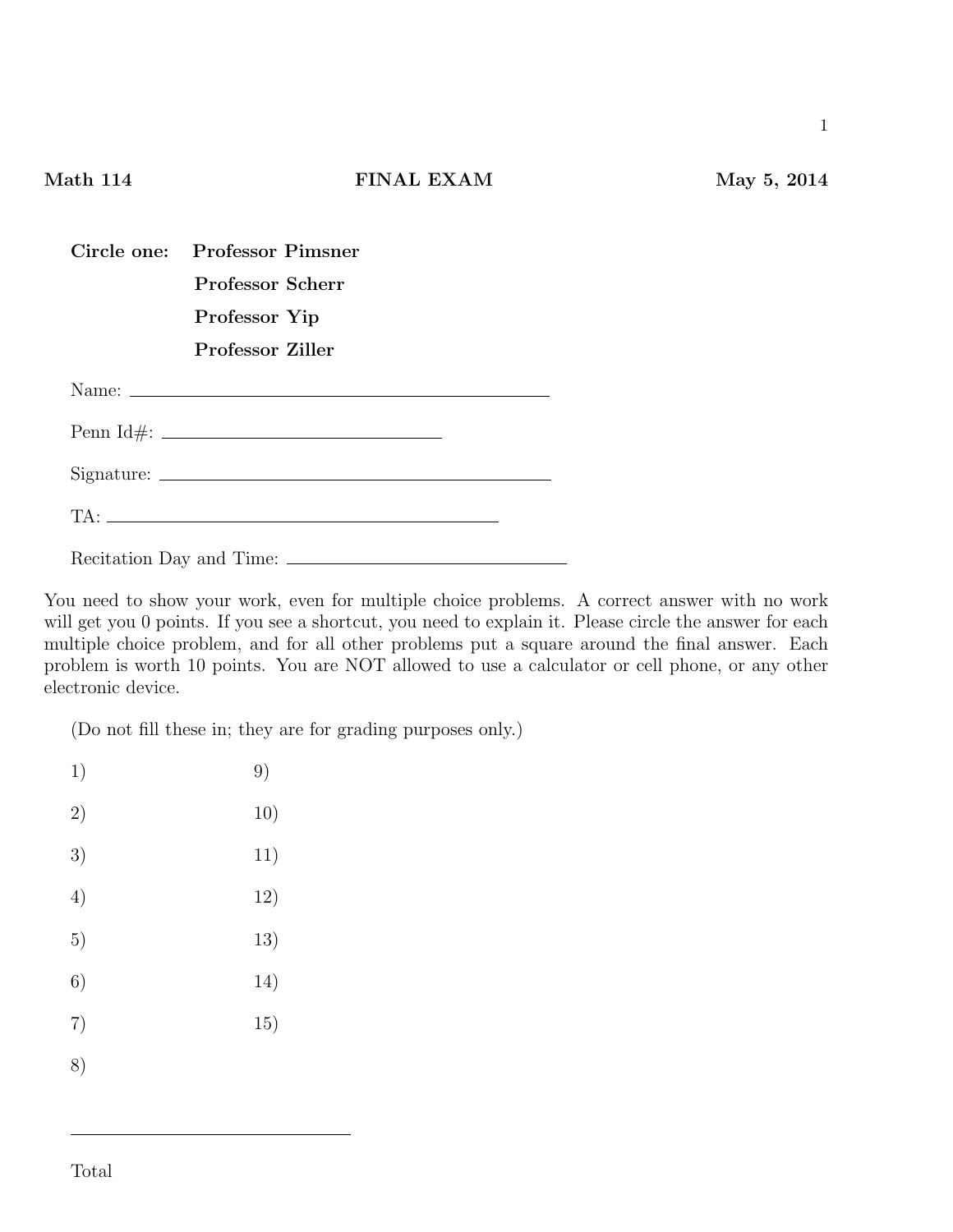**Math 114** **FINAL EXAM** **May 5, 2014**

**Circle one:** **Professor Pimsner**

**Professor Scherr**

**Professor Yip**

**Professor Ziller**

Name: \_\_\_\_\_\_\_\_\_\_\_\_\_\_\_\_\_\_\_\_\_\_\_\_\_\_\_\_\_\_\_\_\_\_\_\_\_\_\_\_

Penn Id#: \_\_\_\_\_\_\_\_\_\_\_\_\_\_\_\_\_\_\_\_\_\_\_\_\_\_\_\_

Signature: \_\_\_\_\_\_\_\_\_\_\_\_\_\_\_\_\_\_\_\_\_\_\_\_\_\_\_\_\_\_\_\_\_\_\_\_\_\_

TA: \_\_\_\_\_\_\_\_\_\_\_\_\_\_\_\_\_\_\_\_\_\_\_\_\_\_\_\_\_\_\_\_\_\_\_\_\_\_

Recitation Day and Time: \_\_\_\_\_\_\_\_\_\_\_\_\_\_\_\_\_\_\_\_\_\_\_\_\_\_\_\_

You need to show your work, even for multiple choice problems. A correct answer with no work will get you 0 points. If you see a shortcut, you need to explain it. Please circle the answer for each multiple choice problem, and for all other problems put a square around the final answer. Each problem is worth 10 points. You are NOT allowed to use a calculator or cell phone, or any other electronic device.

(Do not fill these in; they are for grading purposes only.)

| | |
|---|---|
| 1) | 9) |
| 2) | 10) |
| 3) | 11) |
| 4) | 12) |
| 5) | 13) |
| 6) | 14) |
| 7) | 15) |
| 8) | |

\_\_\_\_\_\_\_\_\_\_\_\_\_\_\_\_\_\_\_\_\_\_\_\_\_\_\_\_

Total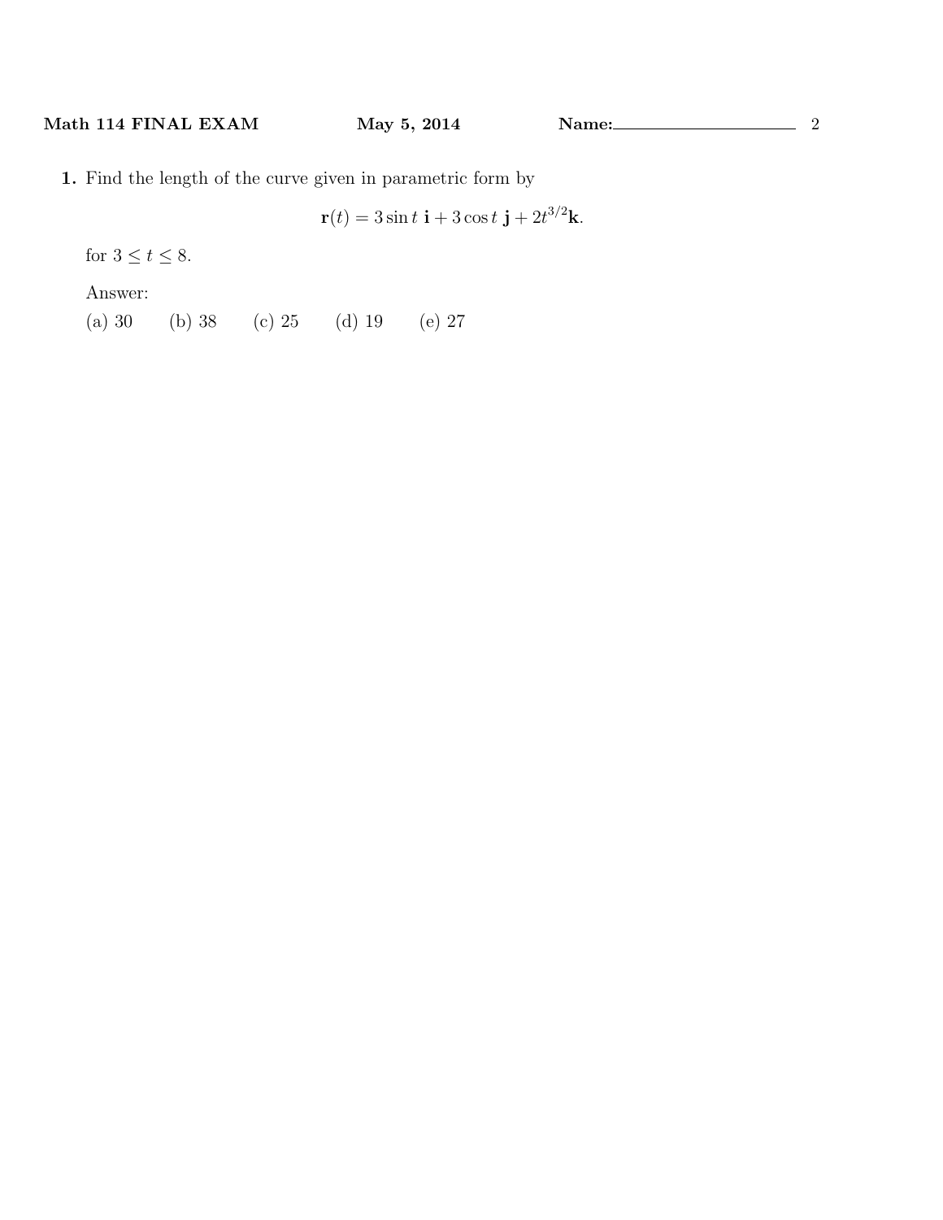**1.** Find the length of the curve given in parametric form by

$$\mathbf{r}(t) = 3\sin t\ \mathbf{i} + 3\cos t\ \mathbf{j} + 2t^{3/2}\mathbf{k}.$$

for $3 \leq t \leq 8$.

Answer:

(a) 30 (b) 38 (c) 25 (d) 19 (e) 27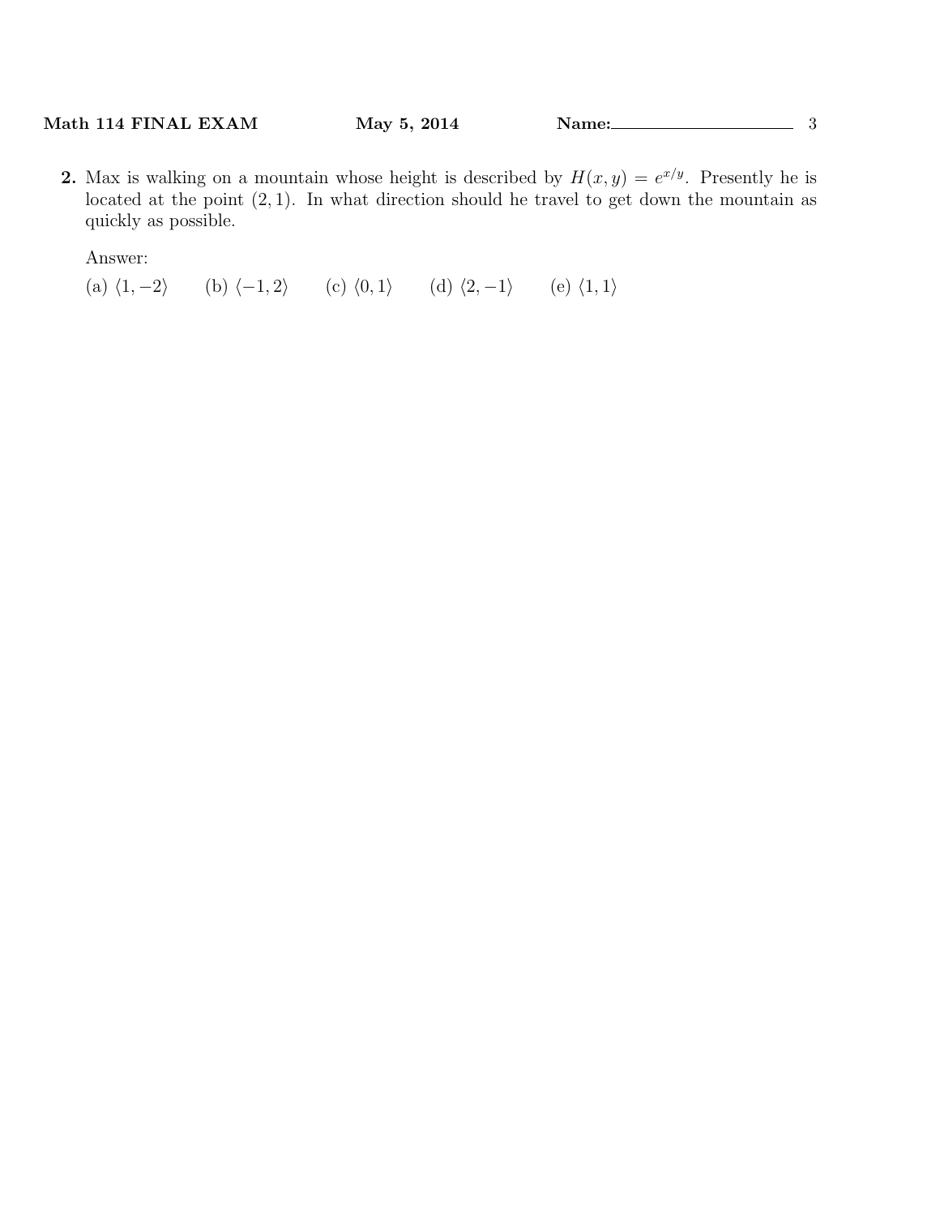**2.** Max is walking on a mountain whose height is described by $H(x, y) = e^{x/y}$. Presently he is located at the point $(2, 1)$. In what direction should he travel to get down the mountain as quickly as possible.

Answer:

(a) $\langle 1, -2\rangle$ (b) $\langle -1, 2\rangle$ (c) $\langle 0, 1\rangle$ (d) $\langle 2, -1\rangle$ (e) $\langle 1, 1\rangle$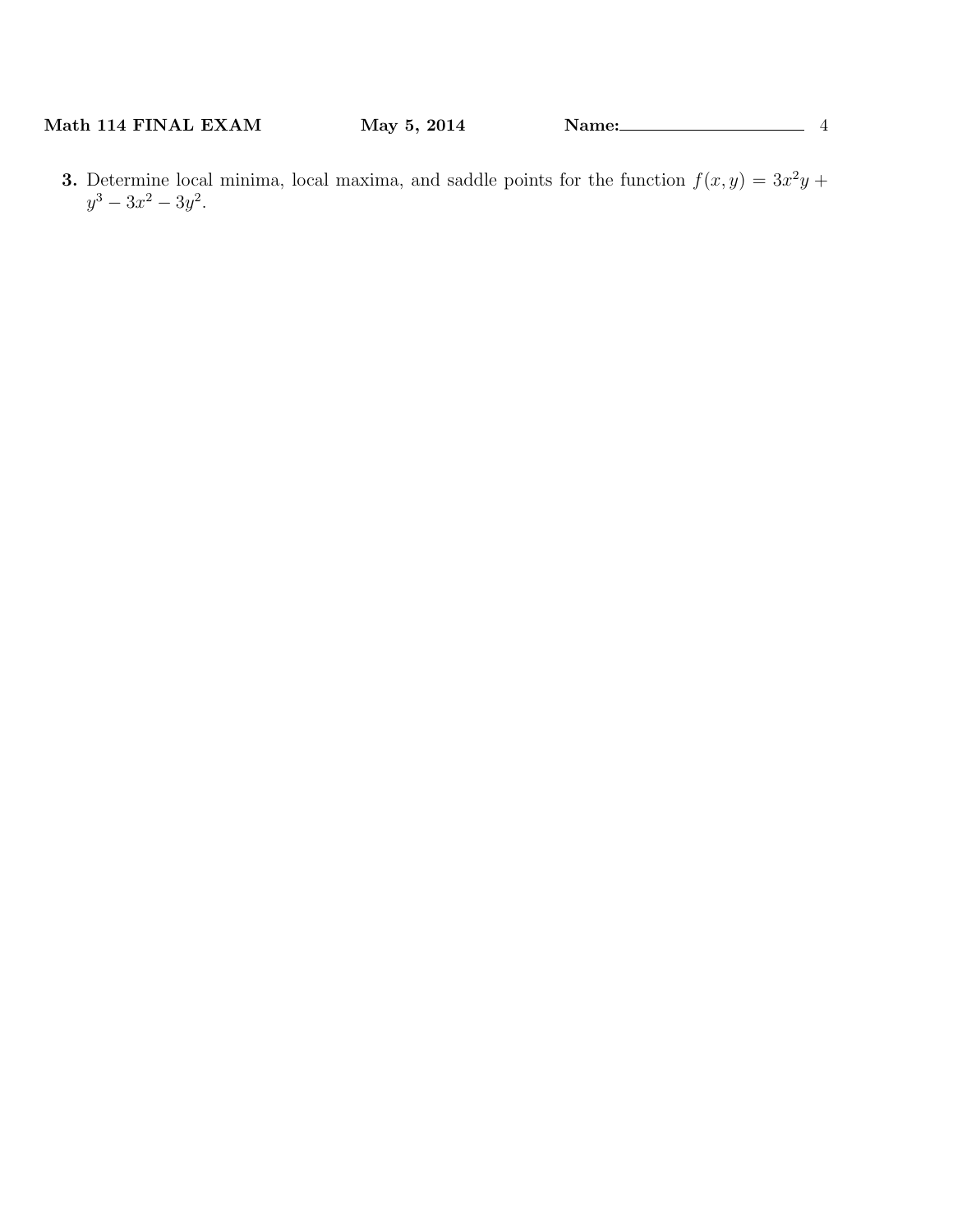**3.** Determine local minima, local maxima, and saddle points for the function $f(x, y) = 3x^2y + y^3 - 3x^2 - 3y^2$.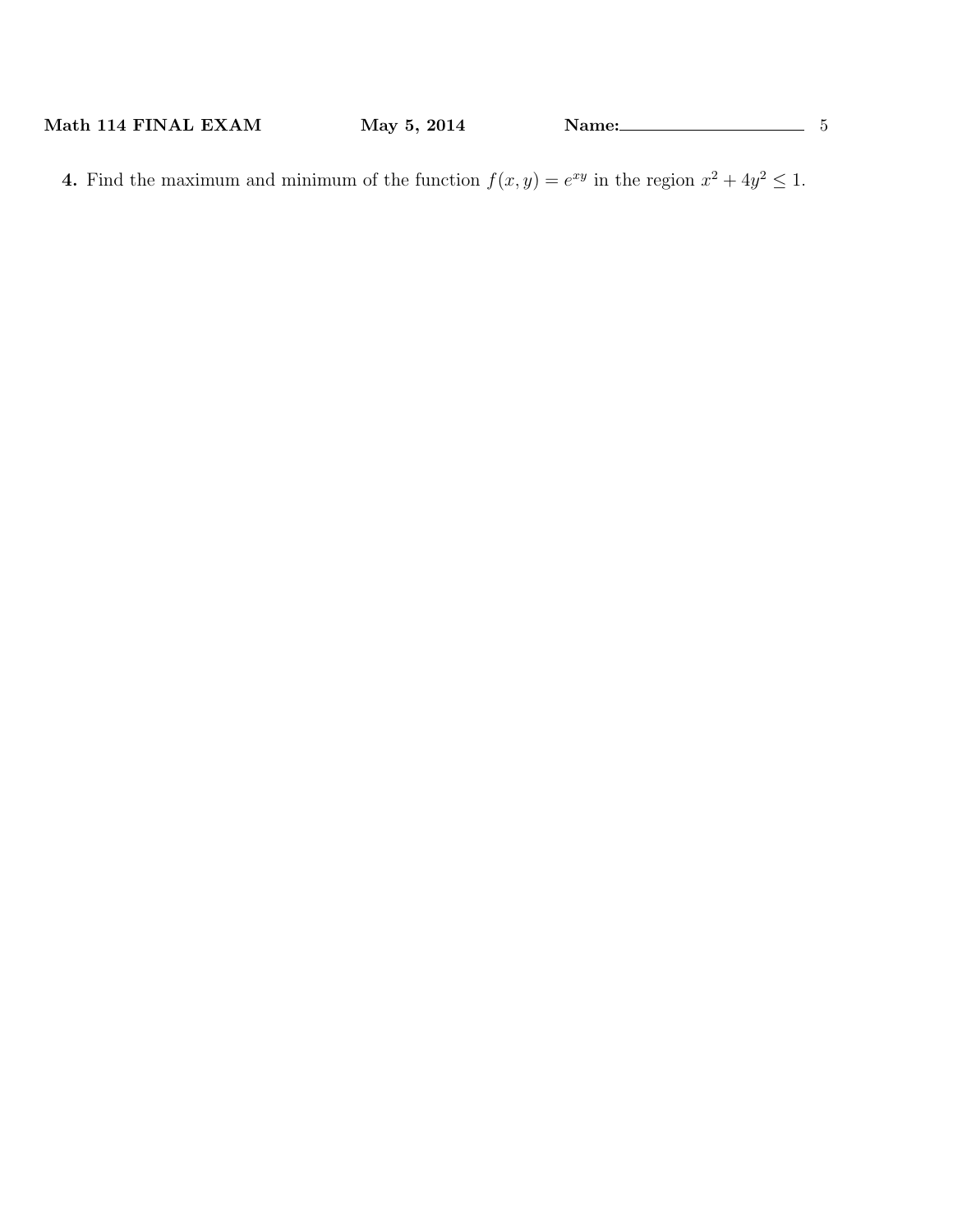**4.** Find the maximum and minimum of the function $f(x, y) = e^{xy}$ in the region $x^2 + 4y^2 \leq 1$.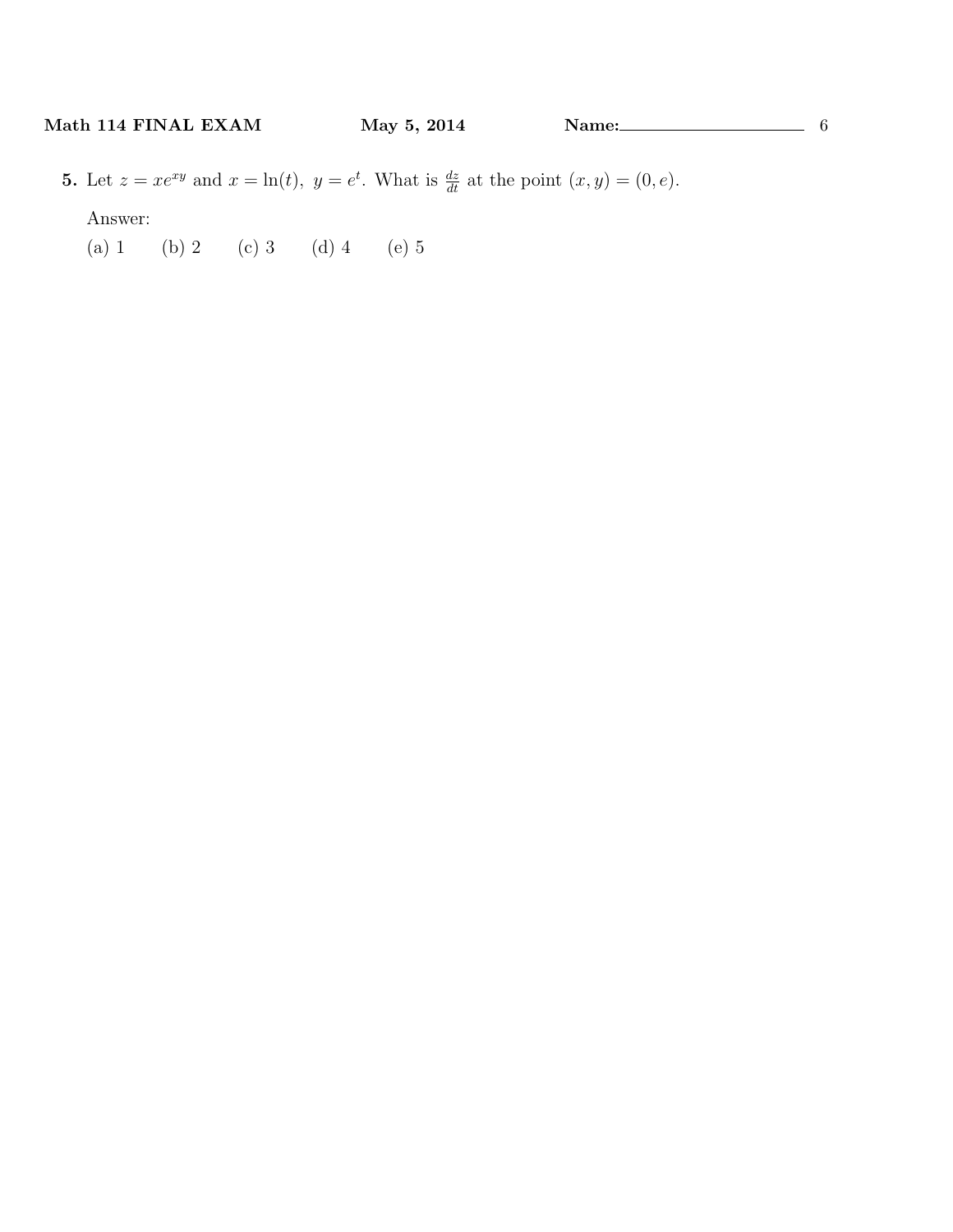**5.** Let $z = xe^{xy}$ and $x = \ln(t),\ y = e^t$. What is $\frac{dz}{dt}$ at the point $(x, y) = (0, e)$.

Answer:

(a) 1 (b) 2 (c) 3 (d) 4 (e) 5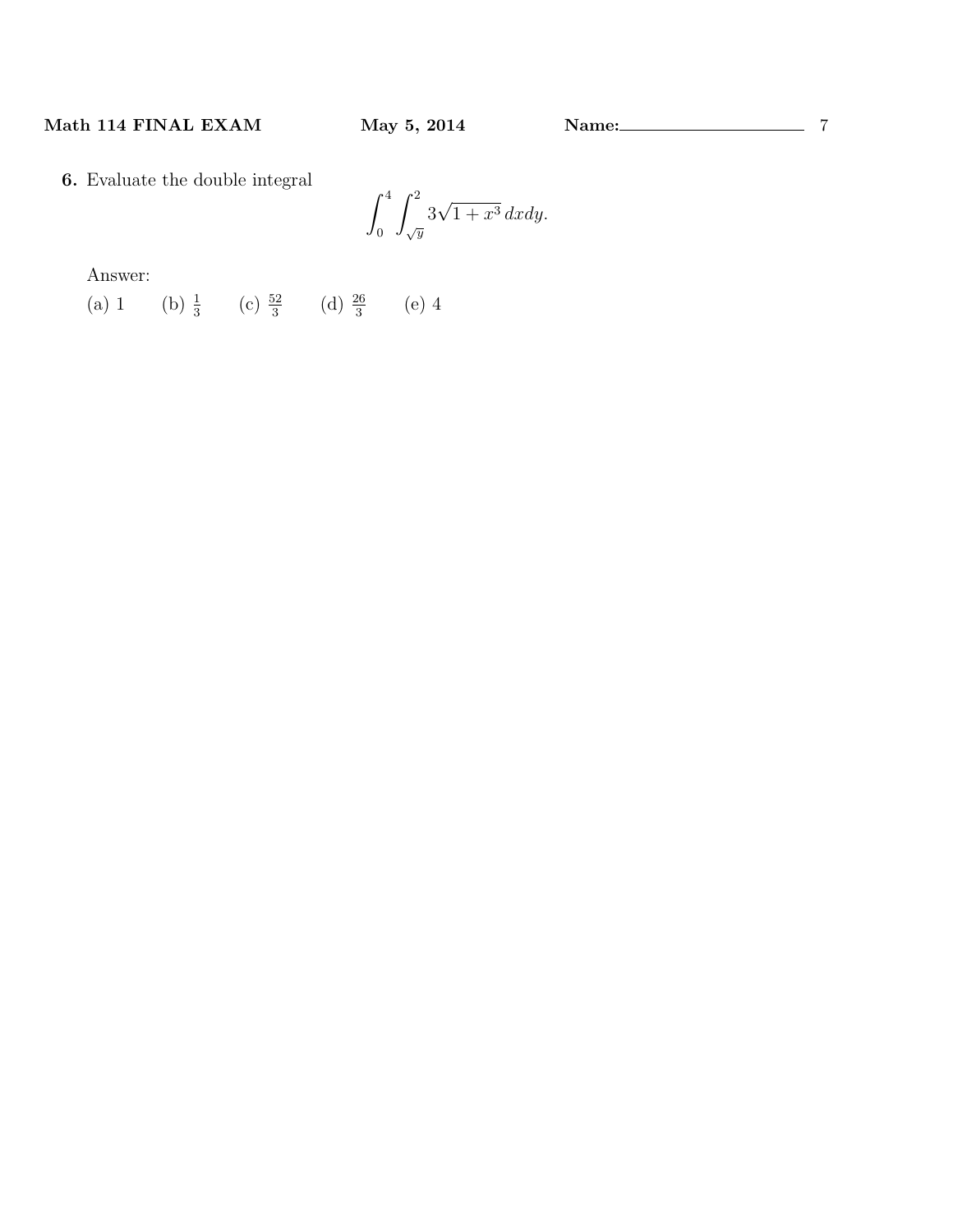**6.** Evaluate the double integral

$$\int_0^4 \int_{\sqrt{y}}^2 3\sqrt{1+x^3}\,dxdy.$$

Answer:

(a) 1 (b) $\frac{1}{3}$ (c) $\frac{52}{3}$ (d) $\frac{26}{3}$ (e) 4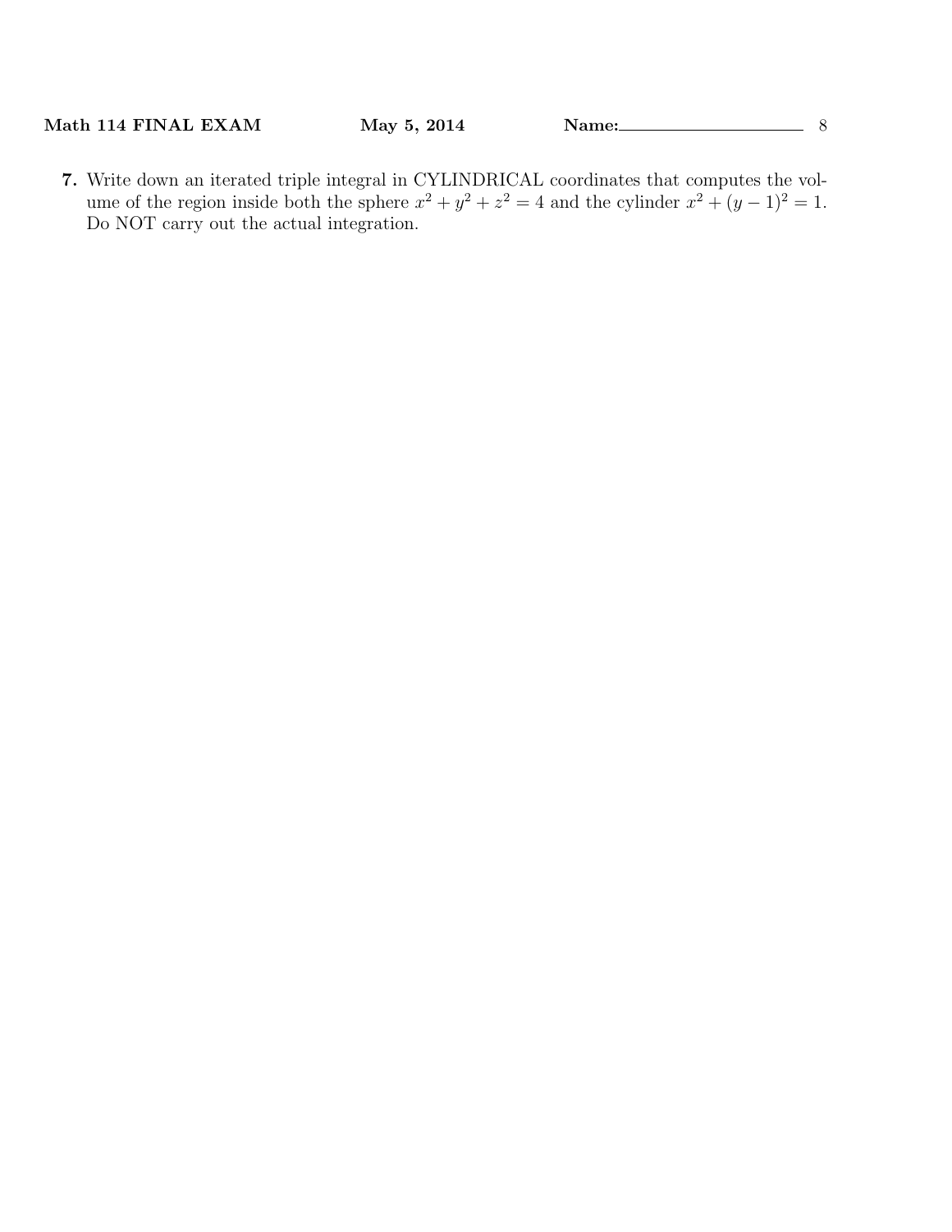**7.** Write down an iterated triple integral in CYLINDRICAL coordinates that computes the volume of the region inside both the sphere $x^2 + y^2 + z^2 = 4$ and the cylinder $x^2 + (y - 1)^2 = 1$. Do NOT carry out the actual integration.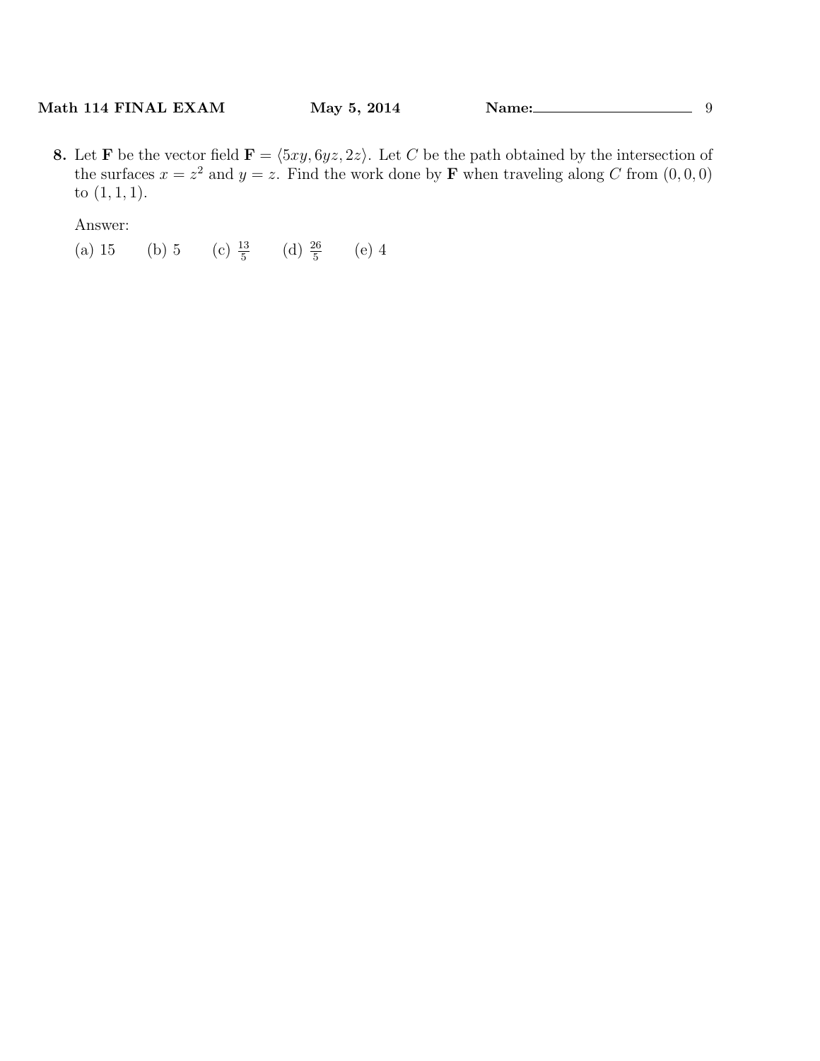**8.** Let **F** be the vector field $\mathbf{F} = \langle 5xy, 6yz, 2z \rangle$. Let $C$ be the path obtained by the intersection of the surfaces $x = z^2$ and $y = z$. Find the work done by **F** when traveling along $C$ from $(0, 0, 0)$ to $(1, 1, 1)$.

Answer:

(a) 15 (b) 5 (c) $\frac{13}{5}$ (d) $\frac{26}{5}$ (e) 4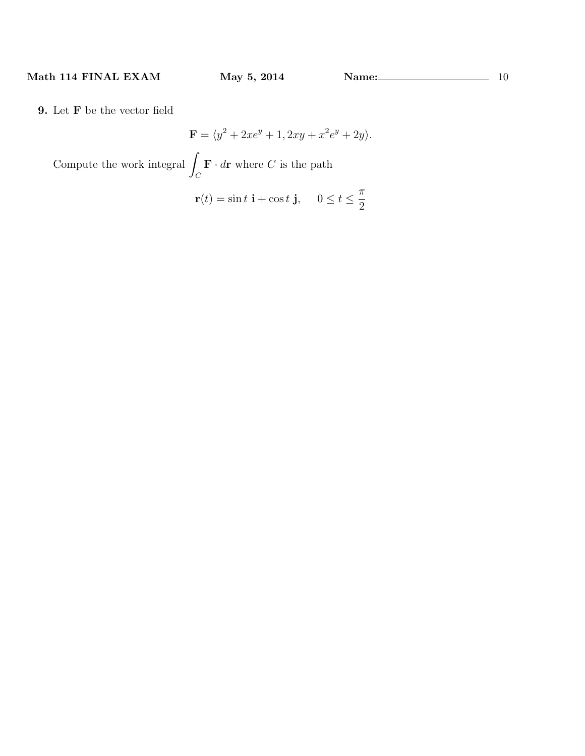**9.** Let $\mathbf{F}$ be the vector field

$$\mathbf{F} = \langle y^2 + 2xe^y + 1, 2xy + x^2e^y + 2y \rangle.$$

Compute the work integral $\displaystyle\int_C \mathbf{F} \cdot d\mathbf{r}$ where $C$ is the path

$$\mathbf{r}(t) = \sin t \ \mathbf{i} + \cos t \ \mathbf{j}, \quad 0 \leq t \leq \frac{\pi}{2}$$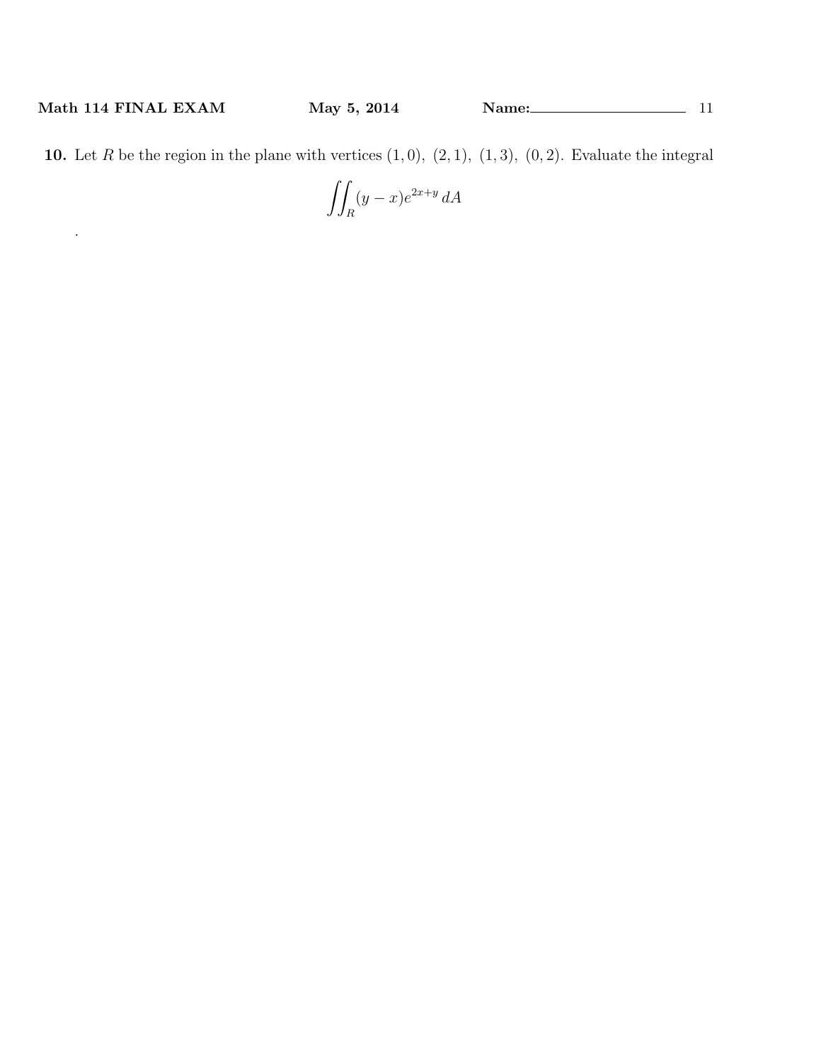**10.** Let $R$ be the region in the plane with vertices $(1,0)$, $(2,1)$, $(1,3)$, $(0,2)$. Evaluate the integral

$$\iint_R (y-x)e^{2x+y}\,dA$$

.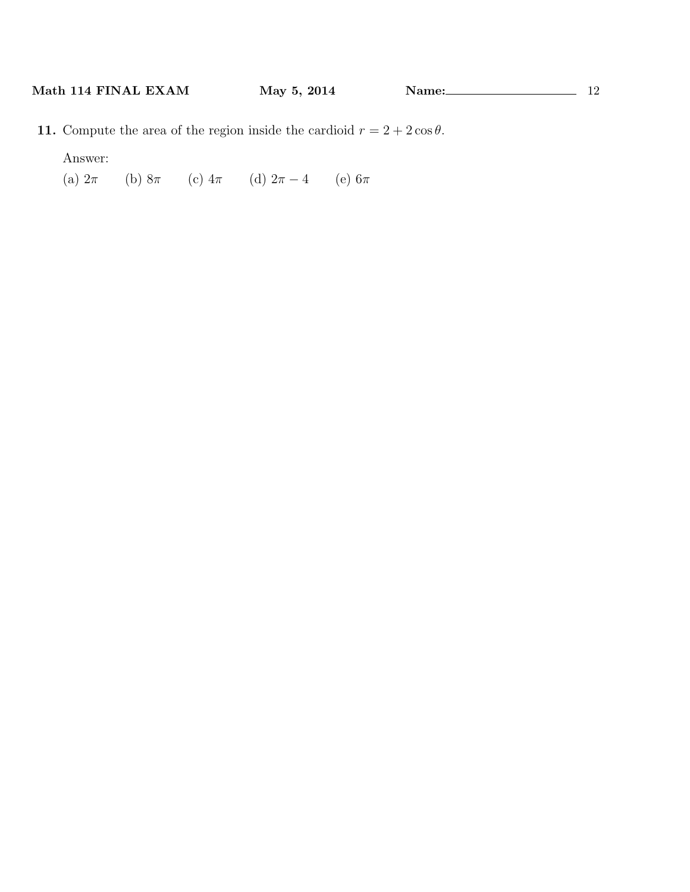**11.** Compute the area of the region inside the cardioid $r = 2 + 2\cos\theta$.

Answer:

(a) $2\pi$ (b) $8\pi$ (c) $4\pi$ (d) $2\pi - 4$ (e) $6\pi$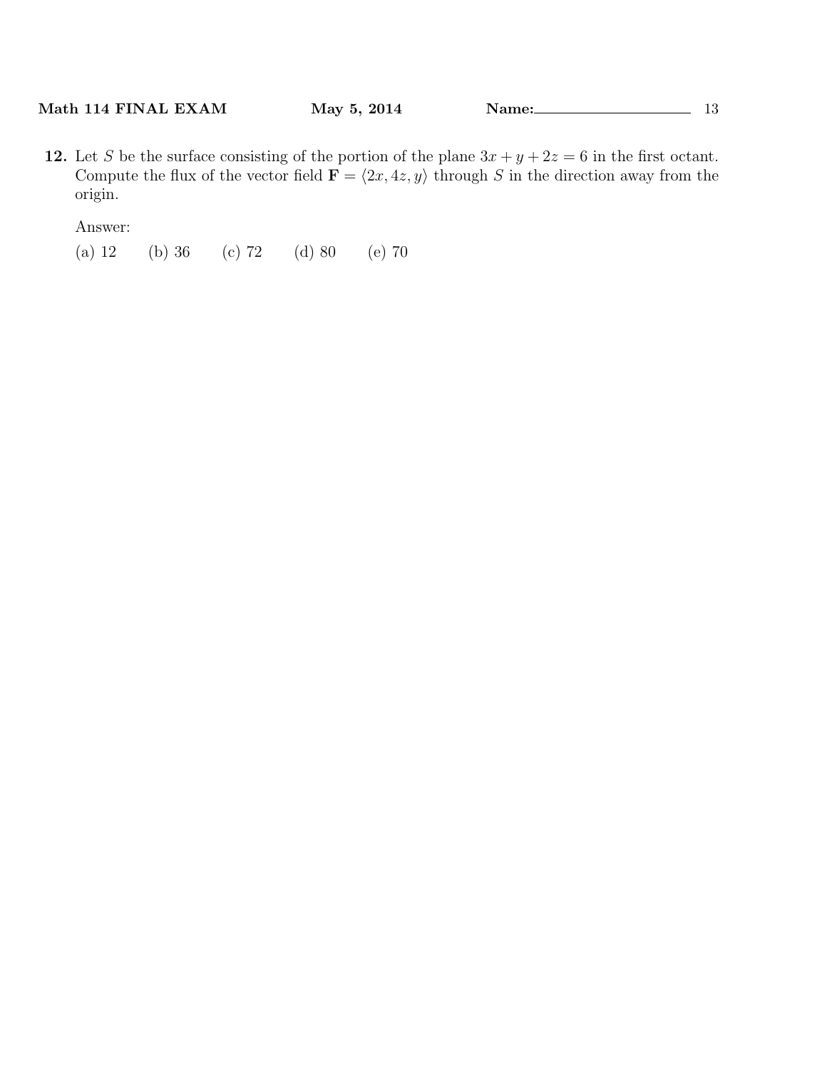**12.** Let $S$ be the surface consisting of the portion of the plane $3x + y + 2z = 6$ in the first octant. Compute the flux of the vector field $\mathbf{F} = \langle 2x, 4z, y \rangle$ through $S$ in the direction away from the origin.

Answer:

(a) 12 (b) 36 (c) 72 (d) 80 (e) 70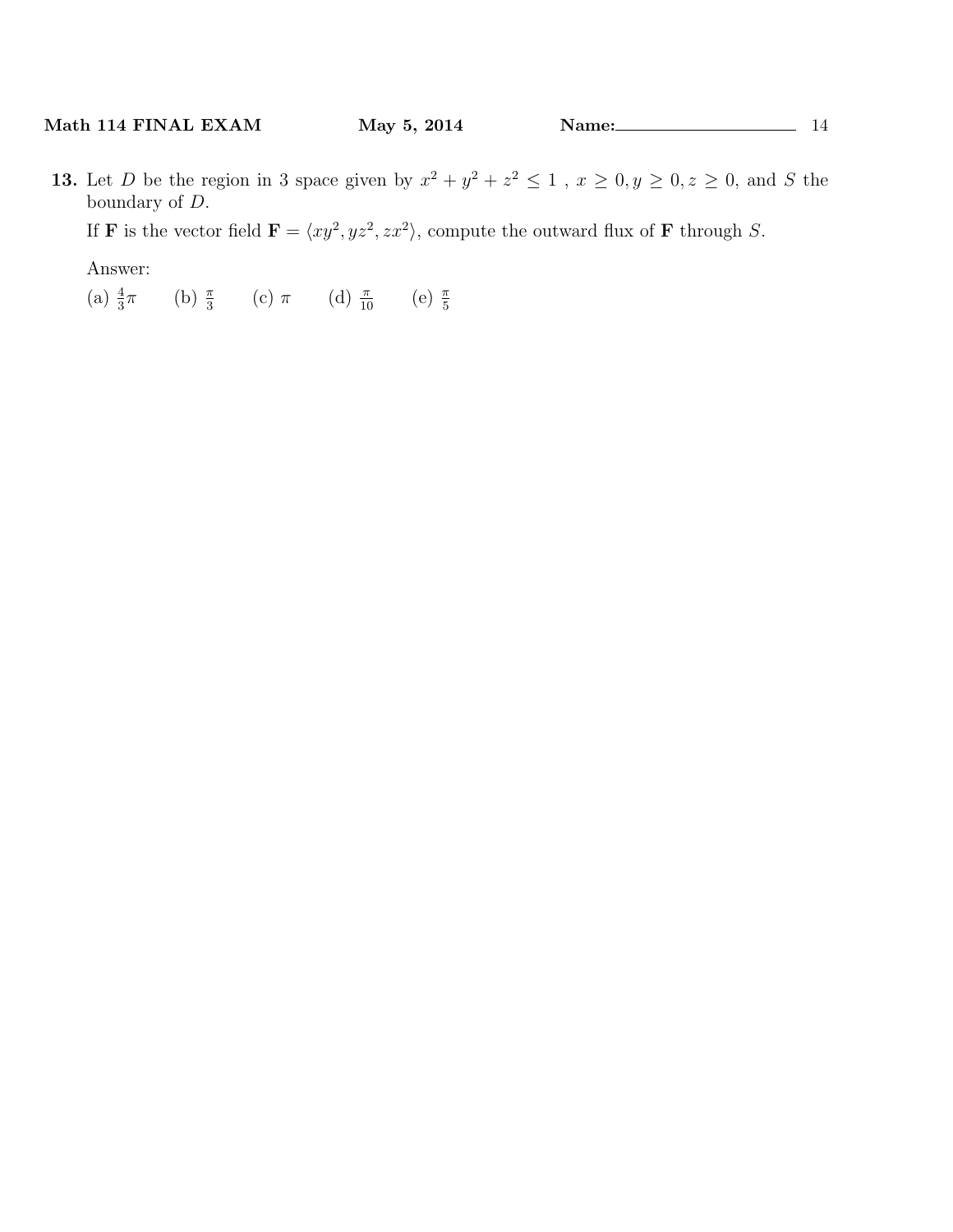**13.** Let $D$ be the region in 3 space given by $x^2 + y^2 + z^2 \leq 1$ , $x \geq 0, y \geq 0, z \geq 0$, and $S$ the boundary of $D$.

If $\mathbf{F}$ is the vector field $\mathbf{F} = \langle xy^2, yz^2, zx^2 \rangle$, compute the outward flux of $\mathbf{F}$ through $S$.

Answer:

(a) $\frac{4}{3}\pi$ (b) $\frac{\pi}{3}$ (c) $\pi$ (d) $\frac{\pi}{10}$ (e) $\frac{\pi}{5}$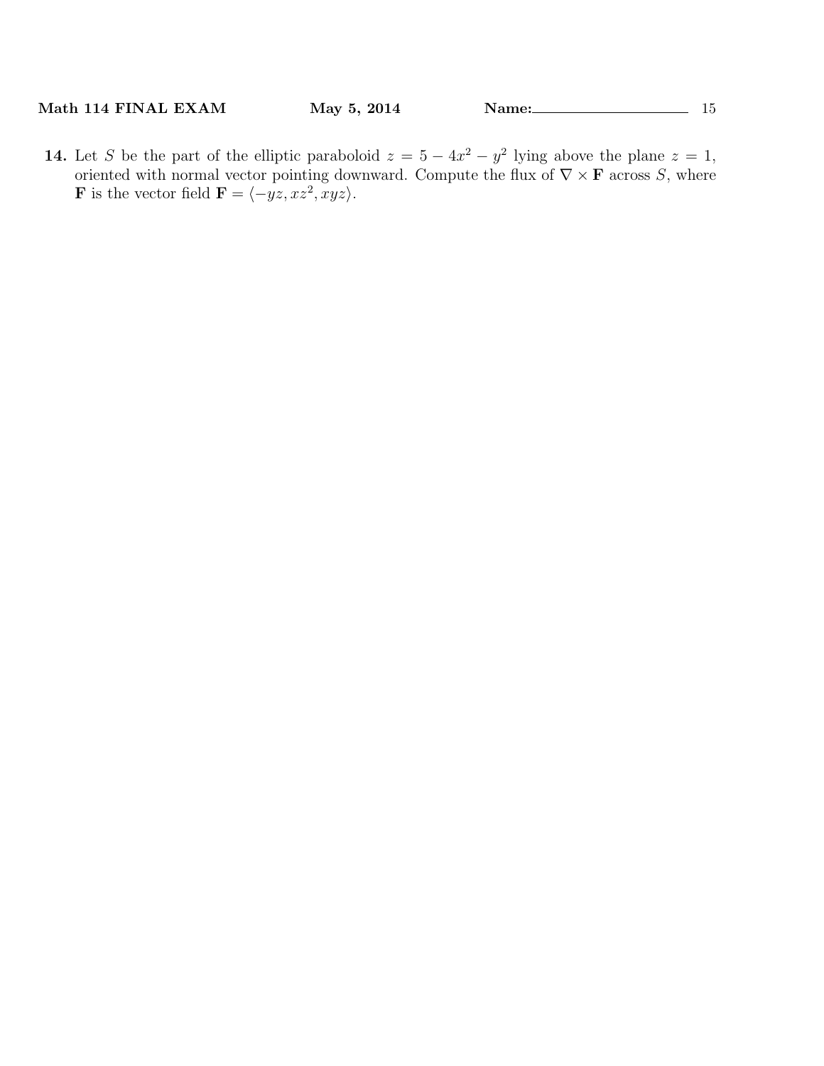**14.** Let $S$ be the part of the elliptic paraboloid $z = 5 - 4x^2 - y^2$ lying above the plane $z = 1$, oriented with normal vector pointing downward. Compute the flux of $\nabla \times \mathbf{F}$ across $S$, where $\mathbf{F}$ is the vector field $\mathbf{F} = \langle -yz, xz^2, xyz \rangle$.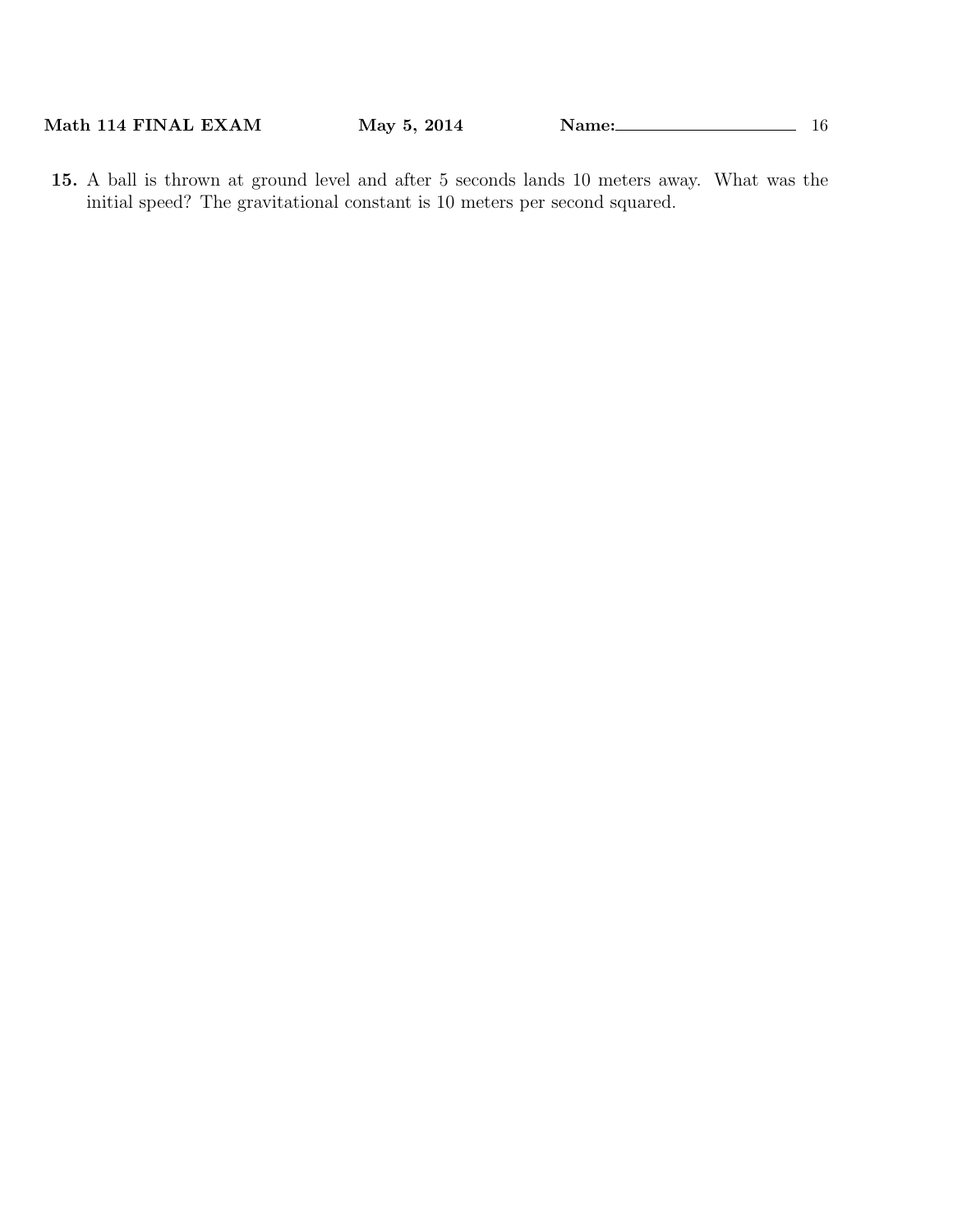**15.** A ball is thrown at ground level and after 5 seconds lands 10 meters away. What was the initial speed? The gravitational constant is 10 meters per second squared.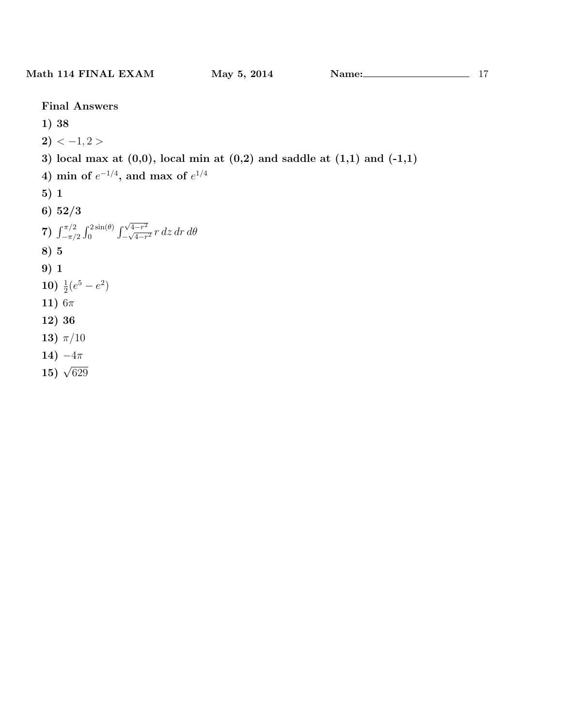**Final Answers**

**1) 38**

**2)** $< -1, 2 >$

**3) local max at (0,0), local min at (0,2) and saddle at (1,1) and (-1,1)**

**4) min of** $e^{-1/4}$**, and max of** $e^{1/4}$

**5) 1**

**6) 52/3**

**7)** $\int_{-\pi/2}^{\pi/2} \int_{0}^{2\sin(\theta)} \int_{-\sqrt{4-r^2}}^{\sqrt{4-r^2}} r \, dz \, dr \, d\theta$

**8) 5**

**9) 1**

**10)** $\frac{1}{2}(e^5 - e^2)$

**11)** $6\pi$

**12) 36**

**13)** $\pi/10$

**14)** $-4\pi$

**15)** $\sqrt{629}$